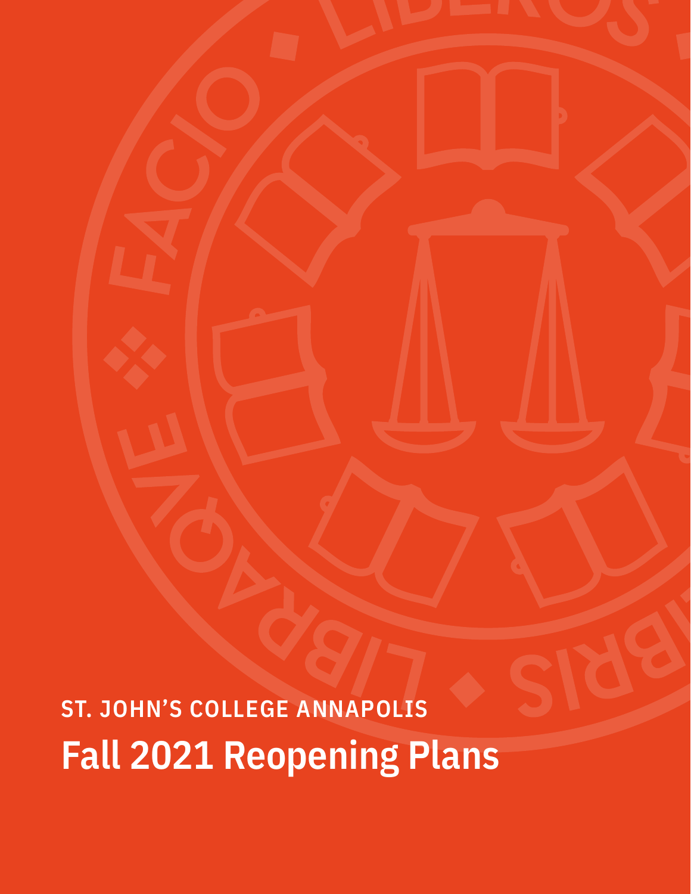ST. JOHN'S COLLEGE ANNAPOLIS

# Fall 2021 Reopening Plans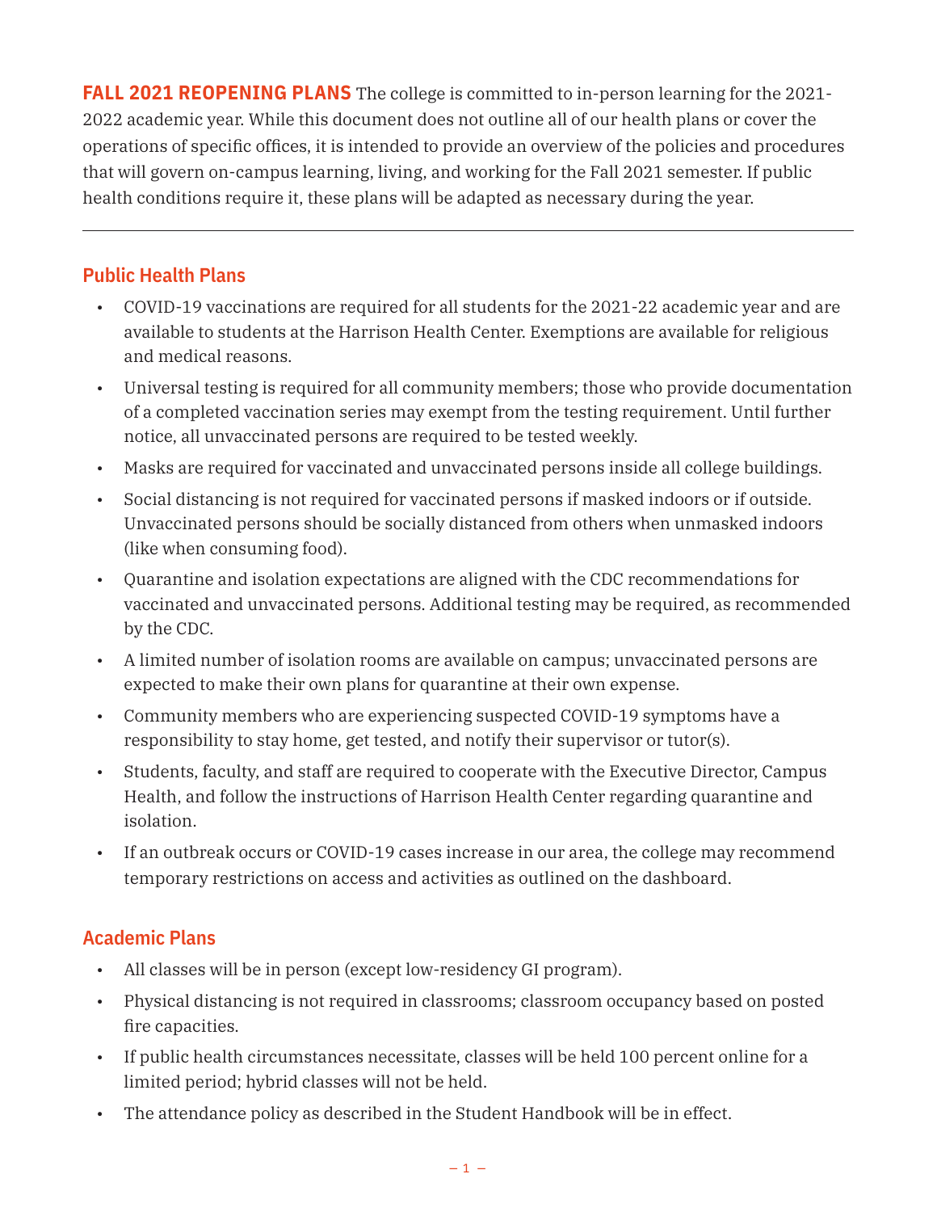**FALL 2021 REOPENING PLANS** The college is committed to in-person learning for the 2021-2022 academic year. While this document does not outline all of our health plans or cover the operations of specific offices, it is intended to provide an overview of the policies and procedures that will govern on-campus learning, living, and working for the Fall 2021 semester. If public health conditions require it, these plans will be adapted as necessary during the year.

---

## Public Health Plans

- COVID-19 vaccinations are required for all students for the 2021-22 academic year and are available to students at the Harrison Health Center. Exemptions are available for religious and medical reasons.
- Universal testing is required for all community members; those who provide documentation of a completed vaccination series may exempt from the testing requirement. Until further notice, all unvaccinated persons are required to be tested weekly.
- Masks are required for vaccinated and unvaccinated persons inside all college buildings.
- Social distancing is not required for vaccinated persons if masked indoors or if outside. Unvaccinated persons should be socially distanced from others when unmasked indoors (like when consuming food).
- Quarantine and isolation expectations are aligned with the CDC recommendations for vaccinated and unvaccinated persons. Additional testing may be required, as recommended by the CDC.
- A limited number of isolation rooms are available on campus; unvaccinated persons are expected to make their own plans for quarantine at their own expense.
- Community members who are experiencing suspected COVID-19 symptoms have a responsibility to stay home, get tested, and notify their supervisor or tutor(s).
- Students, faculty, and staff are required to cooperate with the Executive Director, Campus Health, and follow the instructions of Harrison Health Center regarding quarantine and isolation.
- If an outbreak occurs or COVID-19 cases increase in our area, the college may recommend temporary restrictions on access and activities as outlined on the dashboard.

## Academic Plans

- All classes will be in person (except low-residency GI program).
- Physical distancing is not required in classrooms; classroom occupancy based on posted fire capacities.
- If public health circumstances necessitate, classes will be held 100 percent online for a limited period; hybrid classes will not be held.
- The attendance policy as described in the Student Handbook will be in effect.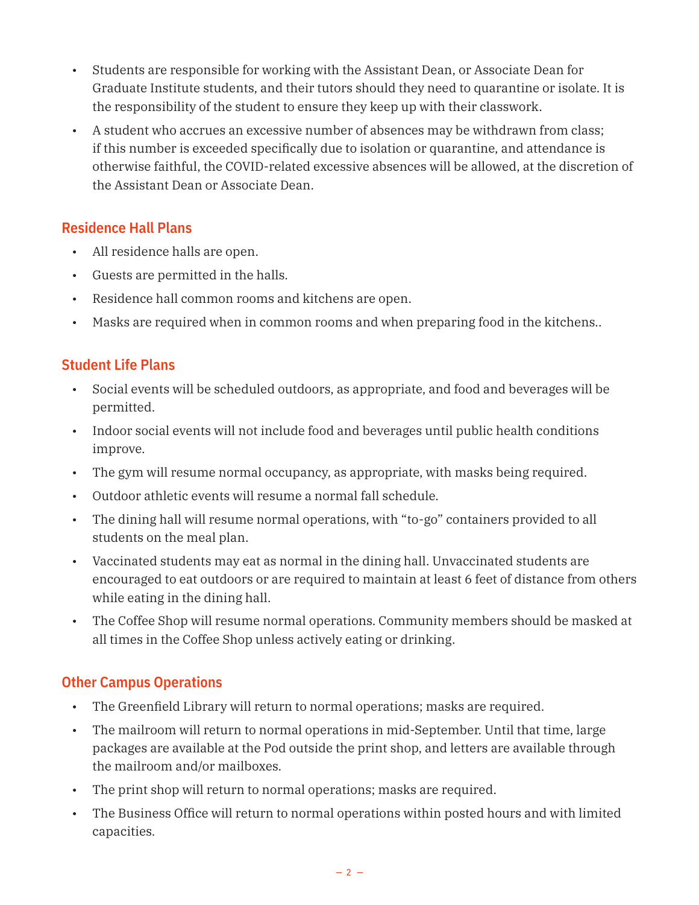- Students are responsible for working with the Assistant Dean, or Associate Dean for Graduate Institute students, and their tutors should they need to quarantine or isolate. It is the responsibility of the student to ensure they keep up with their classwork.
- A student who accrues an excessive number of absences may be withdrawn from class; if this number is exceeded specifically due to isolation or quarantine, and attendance is otherwise faithful, the COVID-related excessive absences will be allowed, at the discretion of the Assistant Dean or Associate Dean.

## Residence Hall Plans

- All residence halls are open.
- Guests are permitted in the halls.
- Residence hall common rooms and kitchens are open.
- Masks are required when in common rooms and when preparing food in the kitchens..

## Student Life Plans

- Social events will be scheduled outdoors, as appropriate, and food and beverages will be permitted.
- Indoor social events will not include food and beverages until public health conditions improve.
- The gym will resume normal occupancy, as appropriate, with masks being required.
- Outdoor athletic events will resume a normal fall schedule.
- The dining hall will resume normal operations, with "to-go" containers provided to all students on the meal plan.
- Vaccinated students may eat as normal in the dining hall. Unvaccinated students are encouraged to eat outdoors or are required to maintain at least 6 feet of distance from others while eating in the dining hall.
- The Coffee Shop will resume normal operations. Community members should be masked at all times in the Coffee Shop unless actively eating or drinking.

## Other Campus Operations

- The Greenfield Library will return to normal operations; masks are required.
- The mailroom will return to normal operations in mid-September. Until that time, large packages are available at the Pod outside the print shop, and letters are available through the mailroom and/or mailboxes.
- The print shop will return to normal operations; masks are required.
- The Business Office will return to normal operations within posted hours and with limited capacities.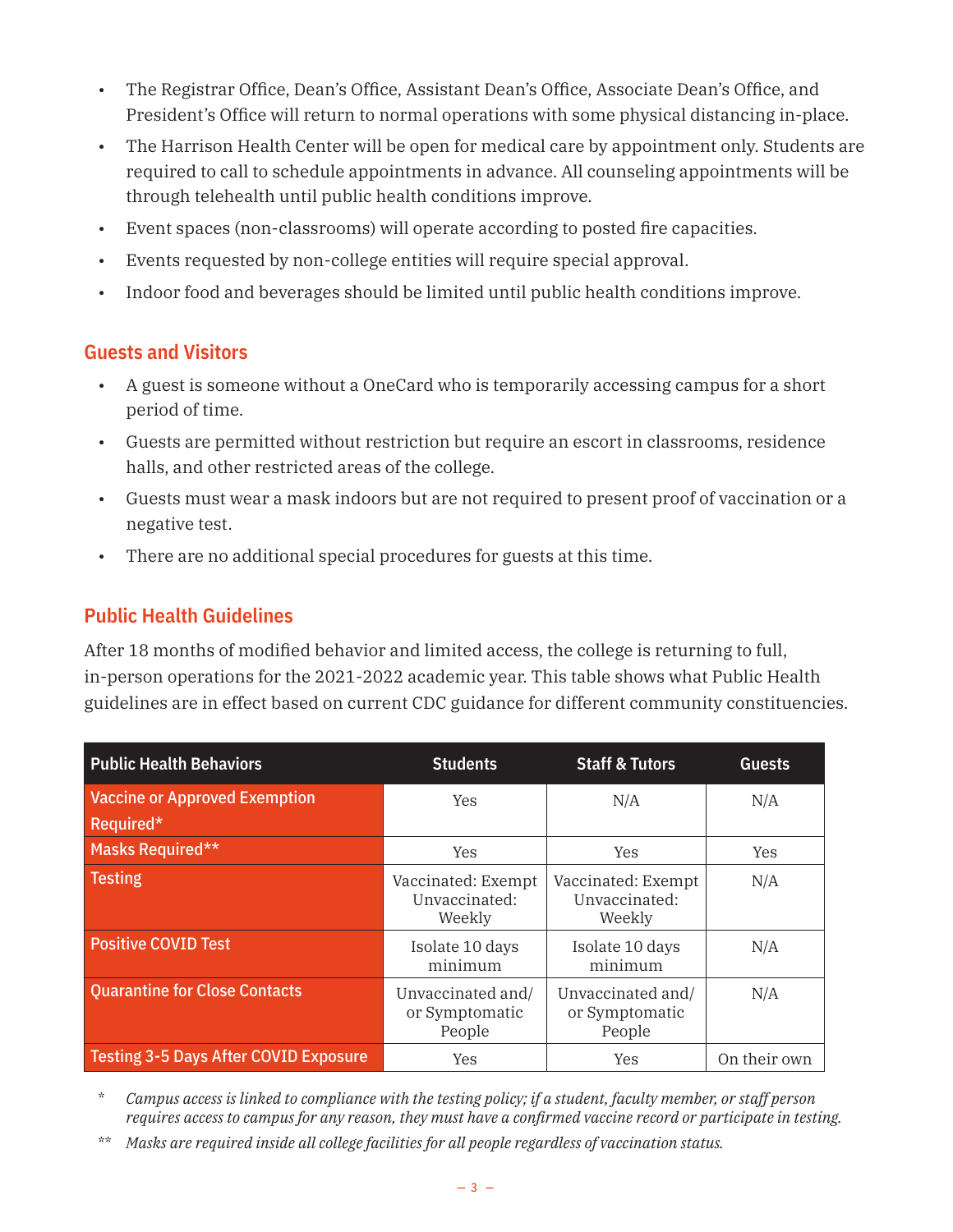- The Registrar Office, Dean's Office, Assistant Dean's Office, Associate Dean's Office, and President's Office will return to normal operations with some physical distancing in-place.
- The Harrison Health Center will be open for medical care by appointment only. Students are required to call to schedule appointments in advance. All counseling appointments will be through telehealth until public health conditions improve.
- Event spaces (non-classrooms) will operate according to posted fire capacities.
- Events requested by non-college entities will require special approval.
- Indoor food and beverages should be limited until public health conditions improve.

## Guests and Visitors

- A guest is someone without a OneCard who is temporarily accessing campus for a short period of time.
- Guests are permitted without restriction but require an escort in classrooms, residence halls, and other restricted areas of the college.
- Guests must wear a mask indoors but are not required to present proof of vaccination or a negative test.
- There are no additional special procedures for guests at this time.

## Public Health Guidelines

After 18 months of modified behavior and limited access, the college is returning to full, in-person operations for the 2021-2022 academic year. This table shows what Public Health guidelines are in effect based on current CDC guidance for different community constituencies.

| Public Health Behaviors | Students | Staff & Tutors | Guests |
|---|---|---|---|
| Vaccine or Approved Exemption Required* | Yes | N/A | N/A |
| Masks Required** | Yes | Yes | Yes |
| Testing | Vaccinated: Exempt Unvaccinated: Weekly | Vaccinated: Exempt Unvaccinated: Weekly | N/A |
| Positive COVID Test | Isolate 10 days minimum | Isolate 10 days minimum | N/A |
| Quarantine for Close Contacts | Unvaccinated and/or Symptomatic People | Unvaccinated and/or Symptomatic People | N/A |
| Testing 3-5 Days After COVID Exposure | Yes | Yes | On their own |

\* *Campus access is linked to compliance with the testing policy; if a student, faculty member, or staff person requires access to campus for any reason, they must have a confirmed vaccine record or participate in testing.*

\*\* *Masks are required inside all college facilities for all people regardless of vaccination status.*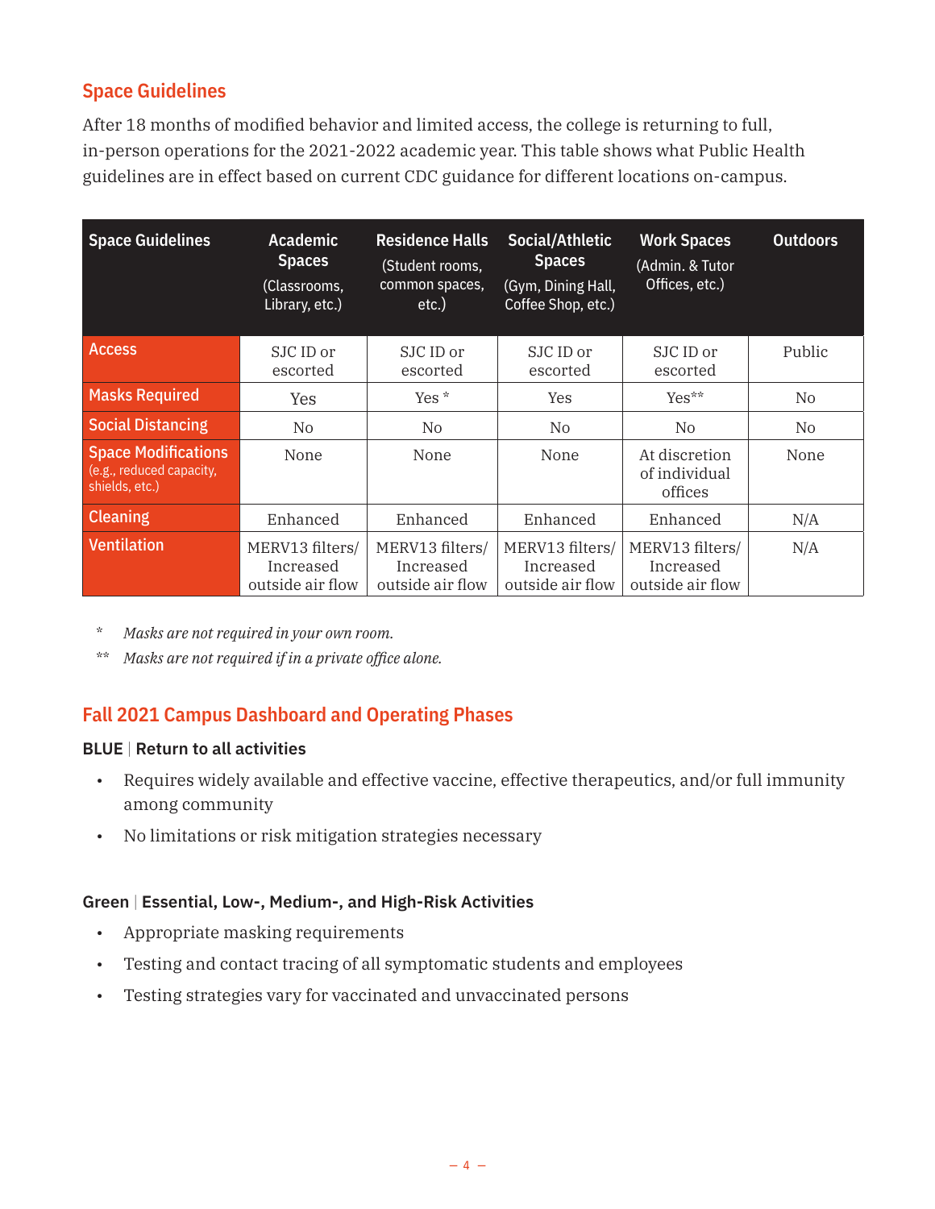## Space Guidelines

After 18 months of modified behavior and limited access, the college is returning to full, in-person operations for the 2021-2022 academic year. This table shows what Public Health guidelines are in effect based on current CDC guidance for different locations on-campus.

| Space Guidelines | Academic Spaces (Classrooms, Library, etc.) | Residence Halls (Student rooms, common spaces, etc.) | Social/Athletic Spaces (Gym, Dining Hall, Coffee Shop, etc.) | Work Spaces (Admin. & Tutor Offices, etc.) | Outdoors |
|---|---|---|---|---|---|
| Access | SJC ID or escorted | SJC ID or escorted | SJC ID or escorted | SJC ID or escorted | Public |
| Masks Required | Yes | Yes * | Yes | Yes** | No |
| Social Distancing | No | No | No | No | No |
| Space Modifications (e.g., reduced capacity, shields, etc.) | None | None | None | At discretion of individual offices | None |
| Cleaning | Enhanced | Enhanced | Enhanced | Enhanced | N/A |
| Ventilation | MERV13 filters/ Increased outside air flow | MERV13 filters/ Increased outside air flow | MERV13 filters/ Increased outside air flow | MERV13 filters/ Increased outside air flow | N/A |

\* *Masks are not required in your own room.*

\*\* *Masks are not required if in a private office alone.*

## Fall 2021 Campus Dashboard and Operating Phases

**BLUE | Return to all activities**

- Requires widely available and effective vaccine, effective therapeutics, and/or full immunity among community
- No limitations or risk mitigation strategies necessary

**Green | Essential, Low-, Medium-, and High-Risk Activities**

- Appropriate masking requirements
- Testing and contact tracing of all symptomatic students and employees
- Testing strategies vary for vaccinated and unvaccinated persons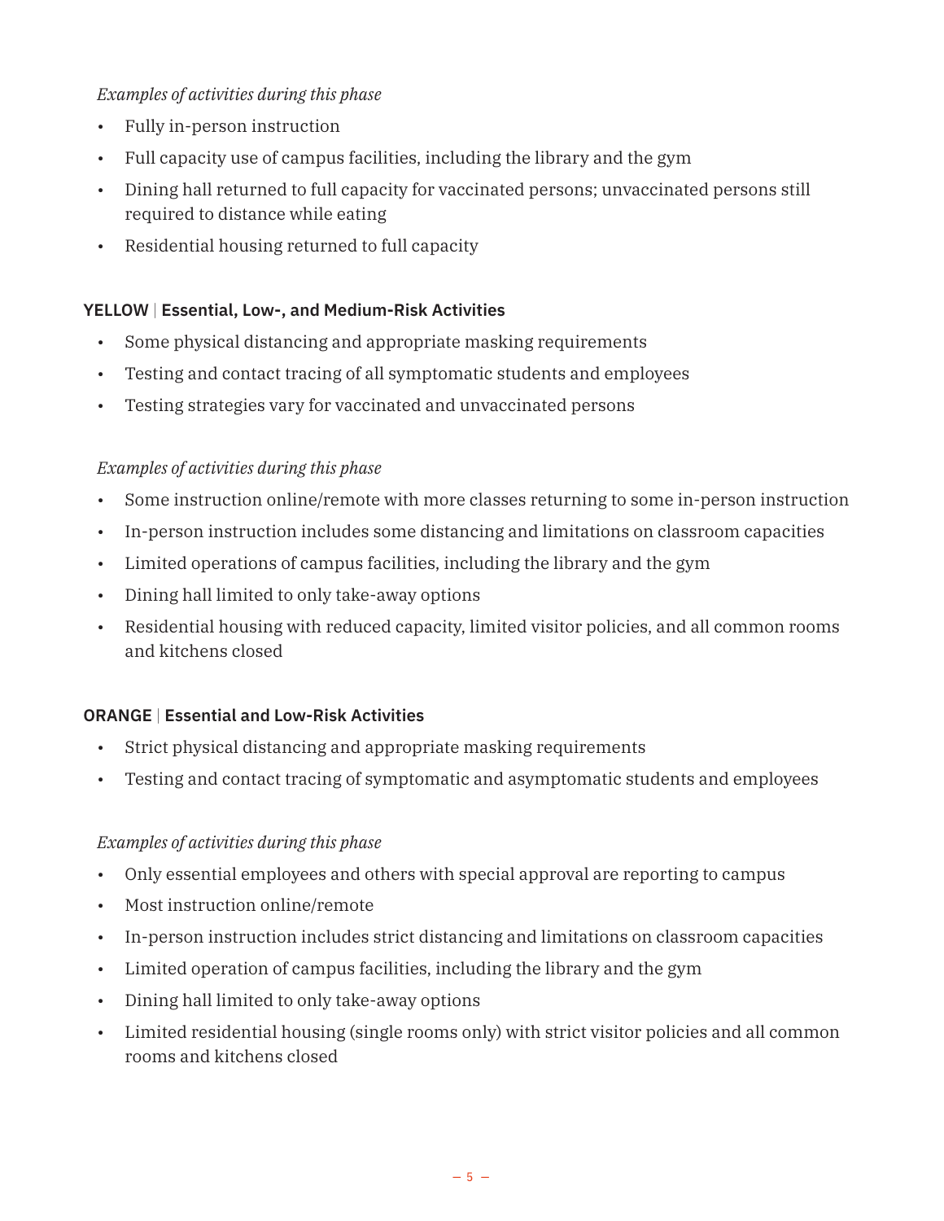*Examples of activities during this phase*

- Fully in-person instruction
- Full capacity use of campus facilities, including the library and the gym
- Dining hall returned to full capacity for vaccinated persons; unvaccinated persons still required to distance while eating
- Residential housing returned to full capacity

### YELLOW | Essential, Low-, and Medium-Risk Activities

- Some physical distancing and appropriate masking requirements
- Testing and contact tracing of all symptomatic students and employees
- Testing strategies vary for vaccinated and unvaccinated persons

*Examples of activities during this phase*

- Some instruction online/remote with more classes returning to some in-person instruction
- In-person instruction includes some distancing and limitations on classroom capacities
- Limited operations of campus facilities, including the library and the gym
- Dining hall limited to only take-away options
- Residential housing with reduced capacity, limited visitor policies, and all common rooms and kitchens closed

### ORANGE | Essential and Low-Risk Activities

- Strict physical distancing and appropriate masking requirements
- Testing and contact tracing of symptomatic and asymptomatic students and employees

*Examples of activities during this phase*

- Only essential employees and others with special approval are reporting to campus
- Most instruction online/remote
- In-person instruction includes strict distancing and limitations on classroom capacities
- Limited operation of campus facilities, including the library and the gym
- Dining hall limited to only take-away options
- Limited residential housing (single rooms only) with strict visitor policies and all common rooms and kitchens closed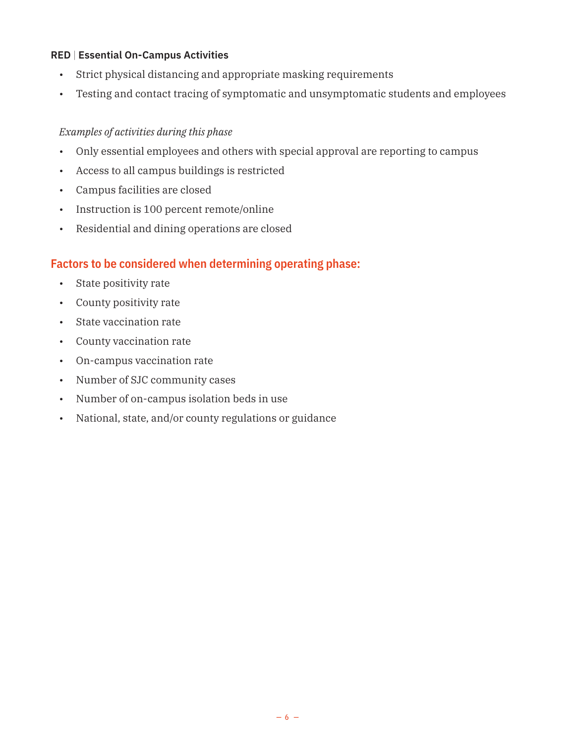**RED | Essential On-Campus Activities**

- Strict physical distancing and appropriate masking requirements
- Testing and contact tracing of symptomatic and unsymptomatic students and employees

*Examples of activities during this phase*

- Only essential employees and others with special approval are reporting to campus
- Access to all campus buildings is restricted
- Campus facilities are closed
- Instruction is 100 percent remote/online
- Residential and dining operations are closed

## Factors to be considered when determining operating phase:

- State positivity rate
- County positivity rate
- State vaccination rate
- County vaccination rate
- On-campus vaccination rate
- Number of SJC community cases
- Number of on-campus isolation beds in use
- National, state, and/or county regulations or guidance